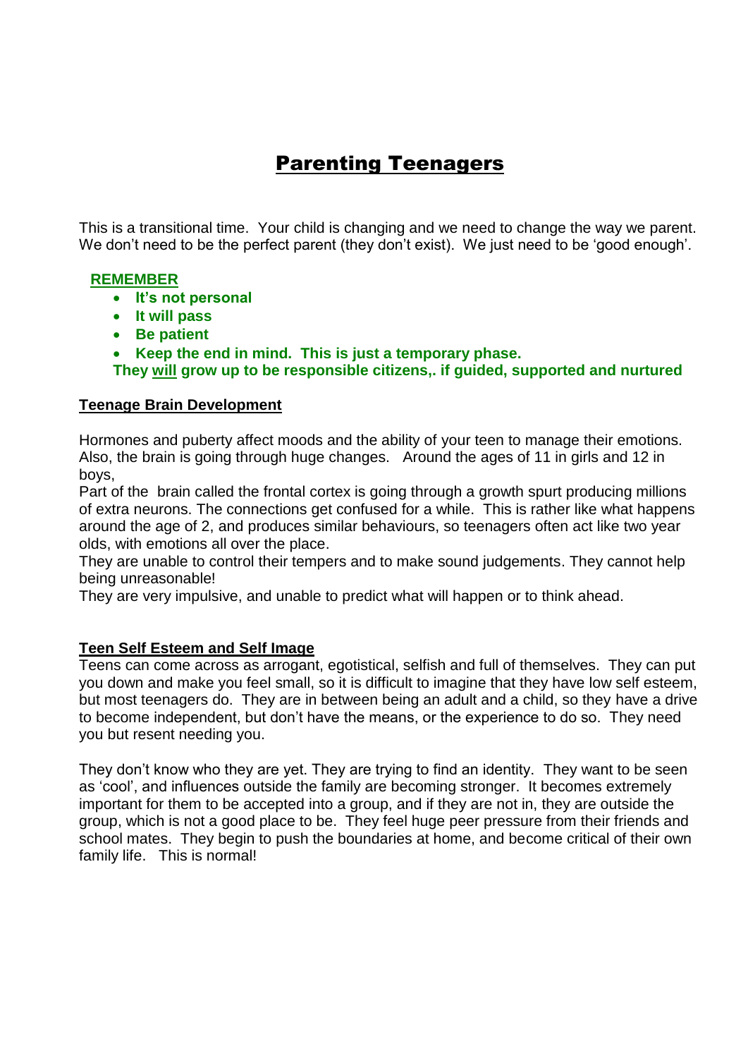# Parenting Teenagers

This is a transitional time. Your child is changing and we need to change the way we parent. We don't need to be the perfect parent (they don't exist). We just need to be 'good enough'.

**REMEMBER**

- **It's not personal**
- **It will pass**
- **Be patient**
- **Keep the end in mind. This is just a temporary phase.**

**They will grow up to be responsible citizens,. if guided, supported and nurtured**

## Teenage Brain Development

Hormones and puberty affect moods and the ability of your teen to manage their emotions. Also, the brain is going through huge changes. Around the ages of 11 in girls and 12 in boys,

Part of the brain called the frontal cortex is going through a growth spurt producing millions of extra neurons. The connections get confused for a while. This is rather like what happens around the age of 2, and produces similar behaviours, so teenagers often act like two year olds, with emotions all over the place.

They are unable to control their tempers and to make sound judgements. They cannot help being unreasonable!

They are very impulsive, and unable to predict what will happen or to think ahead.

## Teen Self Esteem and Self Image

Teens can come across as arrogant, egotistical, selfish and full of themselves. They can put you down and make you feel small, so it is difficult to imagine that they have low self esteem, but most teenagers do. They are in between being an adult and a child, so they have a drive to become independent, but don't have the means, or the experience to do so. They need you but resent needing you.

They don't know who they are yet. They are trying to find an identity. They want to be seen as 'cool', and influences outside the family are becoming stronger. It becomes extremely important for them to be accepted into a group, and if they are not in, they are outside the group, which is not a good place to be. They feel huge peer pressure from their friends and school mates. They begin to push the boundaries at home, and become critical of their own family life. This is normal!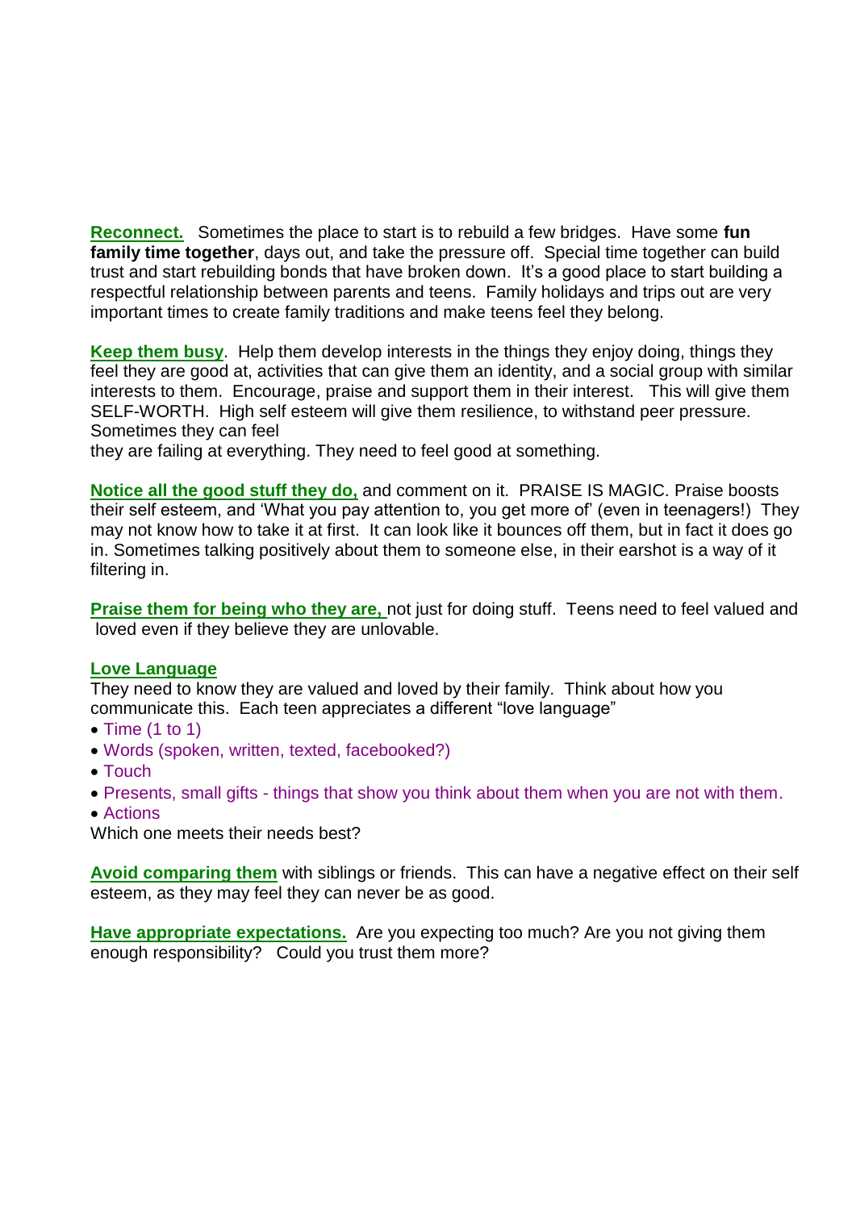**Reconnect.** Sometimes the place to start is to rebuild a few bridges. Have some **fun family time together**, days out, and take the pressure off. Special time together can build trust and start rebuilding bonds that have broken down. It's a good place to start building a respectful relationship between parents and teens. Family holidays and trips out are very important times to create family traditions and make teens feel they belong.

**Keep them busy**. Help them develop interests in the things they enjoy doing, things they feel they are good at, activities that can give them an identity, and a social group with similar interests to them. Encourage, praise and support them in their interest. This will give them SELF-WORTH. High self esteem will give them resilience, to withstand peer pressure. Sometimes they can feel
they are failing at everything. They need to feel good at something.

**Notice all the good stuff they do,** and comment on it. PRAISE IS MAGIC. Praise boosts their self esteem, and 'What you pay attention to, you get more of' (even in teenagers!) They may not know how to take it at first. It can look like it bounces off them, but in fact it does go in. Sometimes talking positively about them to someone else, in their earshot is a way of it filtering in.

**Praise them for being who they are,** not just for doing stuff. Teens need to feel valued and loved even if they believe they are unlovable.

**Love Language**
They need to know they are valued and loved by their family. Think about how you communicate this. Each teen appreciates a different "love language"

- Time (1 to 1)
- Words (spoken, written, texted, facebooked?)
- Touch
- Presents, small gifts - things that show you think about them when you are not with them.
- Actions

Which one meets their needs best?

**Avoid comparing them** with siblings or friends. This can have a negative effect on their self esteem, as they may feel they can never be as good.

**Have appropriate expectations.** Are you expecting too much? Are you not giving them enough responsibility? Could you trust them more?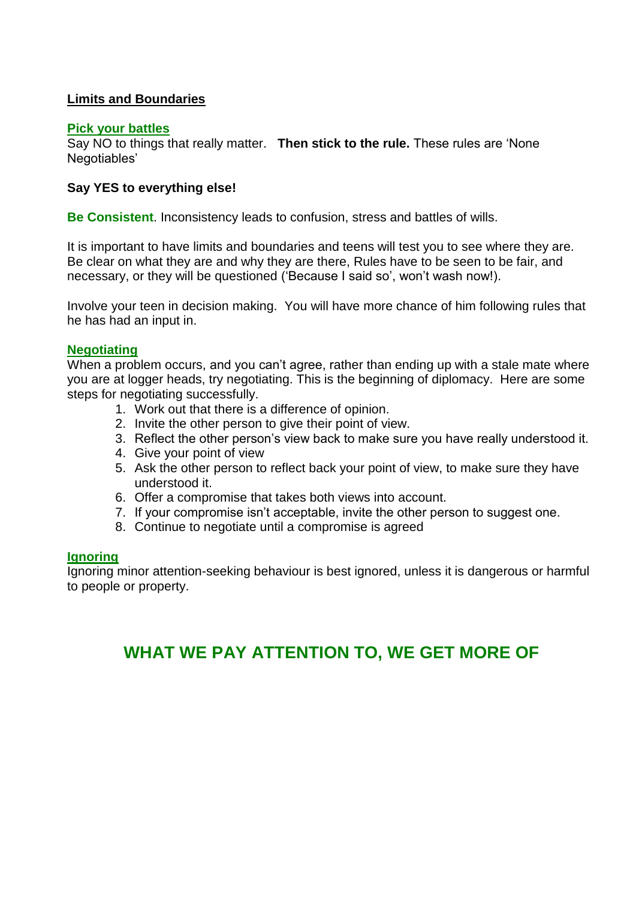## Limits and Boundaries

### Pick your battles

Say NO to things that really matter. **Then stick to the rule.** These rules are 'None Negotiables'

**Say YES to everything else!**

**Be Consistent**. Inconsistency leads to confusion, stress and battles of wills.

It is important to have limits and boundaries and teens will test you to see where they are. Be clear on what they are and why they are there, Rules have to be seen to be fair, and necessary, or they will be questioned ('Because I said so', won't wash now!).

Involve your teen in decision making. You will have more chance of him following rules that he has had an input in.

### Negotiating

When a problem occurs, and you can't agree, rather than ending up with a stale mate where you are at logger heads, try negotiating. This is the beginning of diplomacy. Here are some steps for negotiating successfully.

1. Work out that there is a difference of opinion.
2. Invite the other person to give their point of view.
3. Reflect the other person's view back to make sure you have really understood it.
4. Give your point of view
5. Ask the other person to reflect back your point of view, to make sure they have understood it.
6. Offer a compromise that takes both views into account.
7. If your compromise isn't acceptable, invite the other person to suggest one.
8. Continue to negotiate until a compromise is agreed

### Ignoring

Ignoring minor attention-seeking behaviour is best ignored, unless it is dangerous or harmful to people or property.

## WHAT WE PAY ATTENTION TO, WE GET MORE OF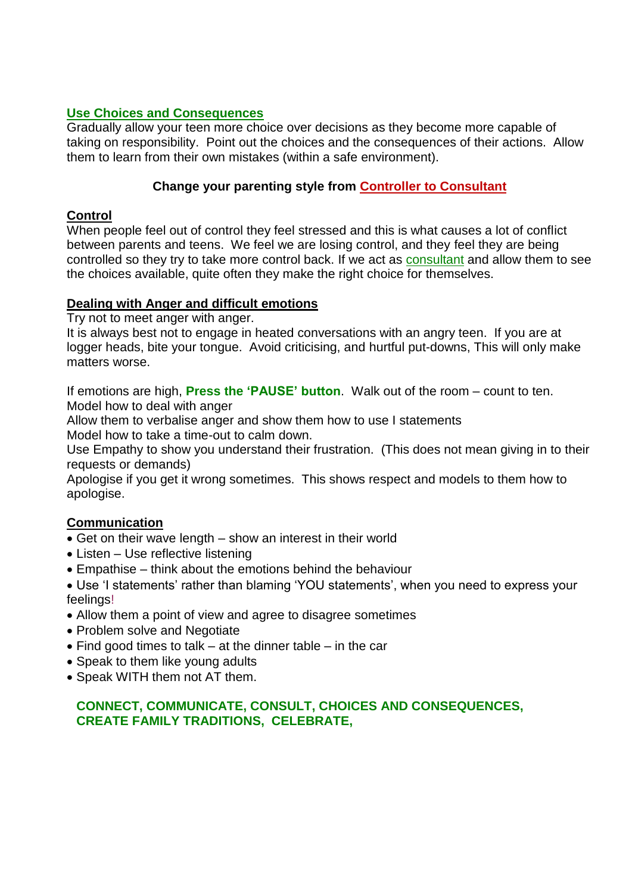## Use Choices and Consequences

Gradually allow your teen more choice over decisions as they become more capable of taking on responsibility. Point out the choices and the consequences of their actions. Allow them to learn from their own mistakes (within a safe environment).

**Change your parenting style from Controller to Consultant**

## Control

When people feel out of control they feel stressed and this is what causes a lot of conflict between parents and teens. We feel we are losing control, and they feel they are being controlled so they try to take more control back. If we act as consultant and allow them to see the choices available, quite often they make the right choice for themselves.

## Dealing with Anger and difficult emotions

Try not to meet anger with anger.
It is always best not to engage in heated conversations with an angry teen. If you are at logger heads, bite your tongue. Avoid criticising, and hurtful put-downs, This will only make matters worse.

If emotions are high, **Press the 'PAUSE' button**. Walk out of the room – count to ten.
Model how to deal with anger
Allow them to verbalise anger and show them how to use I statements
Model how to take a time-out to calm down.
Use Empathy to show you understand their frustration. (This does not mean giving in to their requests or demands)
Apologise if you get it wrong sometimes. This shows respect and models to them how to apologise.

## Communication

- Get on their wave length – show an interest in their world
- Listen – Use reflective listening
- Empathise – think about the emotions behind the behaviour
- Use 'I statements' rather than blaming 'YOU statements', when you need to express your feelings!
- Allow them a point of view and agree to disagree sometimes
- Problem solve and Negotiate
- Find good times to talk – at the dinner table – in the car
- Speak to them like young adults
- Speak WITH them not AT them.

**CONNECT, COMMUNICATE, CONSULT, CHOICES AND CONSEQUENCES, CREATE FAMILY TRADITIONS, CELEBRATE,**